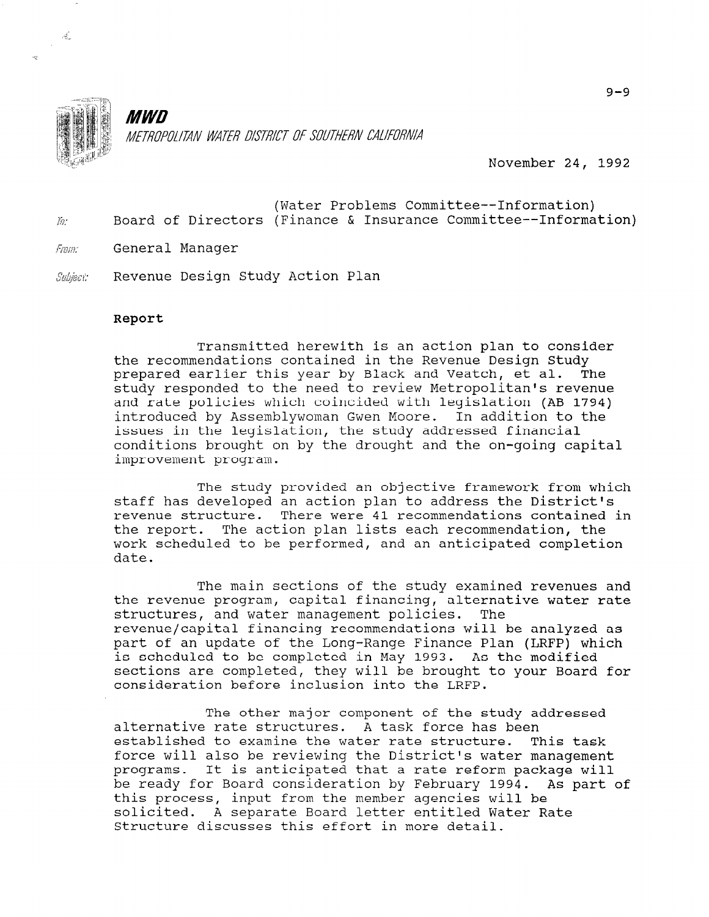**MWD**

*METROPOLITAN WATER DISTRICT OF SOUTHERN CALIFORNIA*

November 24, 1992

To: Board of Directors (Water Problems Committee--Information) (Finance & Insurance Committee--Information)

From: General Manager

Subject: Revenue Design Study Action Plan

**Report**

Transmitted herewith is an action plan to consider the recommendations contained in the Revenue Design Study prepared earlier this year by Black and Veatch, et al. The study responded to the need to review Metropolitan's revenue and rate policies which coincided with legislation (AB 1794) introduced by Assemblywoman Gwen Moore. In addition to the issues in the legislation, the study addressed financial conditions brought on by the drought and the on-going capital improvement program.

The study provided an objective framework from which staff has developed an action plan to address the District's revenue structure. There were 41 recommendations contained in the report. The action plan lists each recommendation, the work scheduled to be performed, and an anticipated completion date.

The main sections of the study examined revenues and the revenue program, capital financing, alternative water rate structures, and water management policies. The revenue/capital financing recommendations will be analyzed as part of an update of the Long-Range Finance Plan (LRFP) which is scheduled to be completed in May 1993. As the modified sections are completed, they will be brought to your Board for consideration before inclusion into the LRFP.

The other major component of the study addressed alternative rate structures. A task force has been established to examine the water rate structure. This task force will also be reviewing the District's water management programs. It is anticipated that a rate reform package will be ready for Board consideration by February 1994. As part of this process, input from the member agencies will be solicited. A separate Board letter entitled Water Rate Structure discusses this effort in more detail.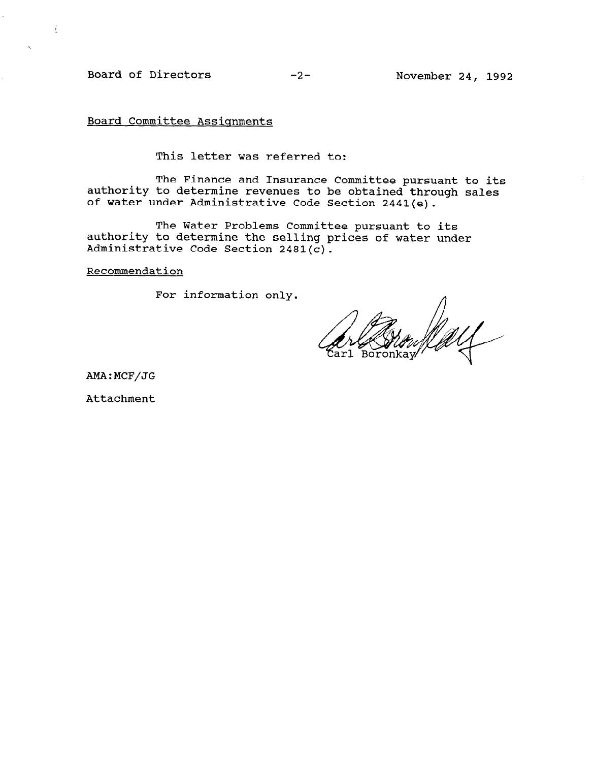Board Committee Assignments

This letter was referred to:

The Finance and Insurance Committee pursuant to its authority to determine revenues to be obtained through sales of water under Administrative Code Section 2441(e).

The Water Problems Committee pursuant to its authority to determine the selling prices of water under Administrative Code Section 2481(c).

Recommendation

For information only.

Carl Boronkay

AMA:MCF/JG

Attachment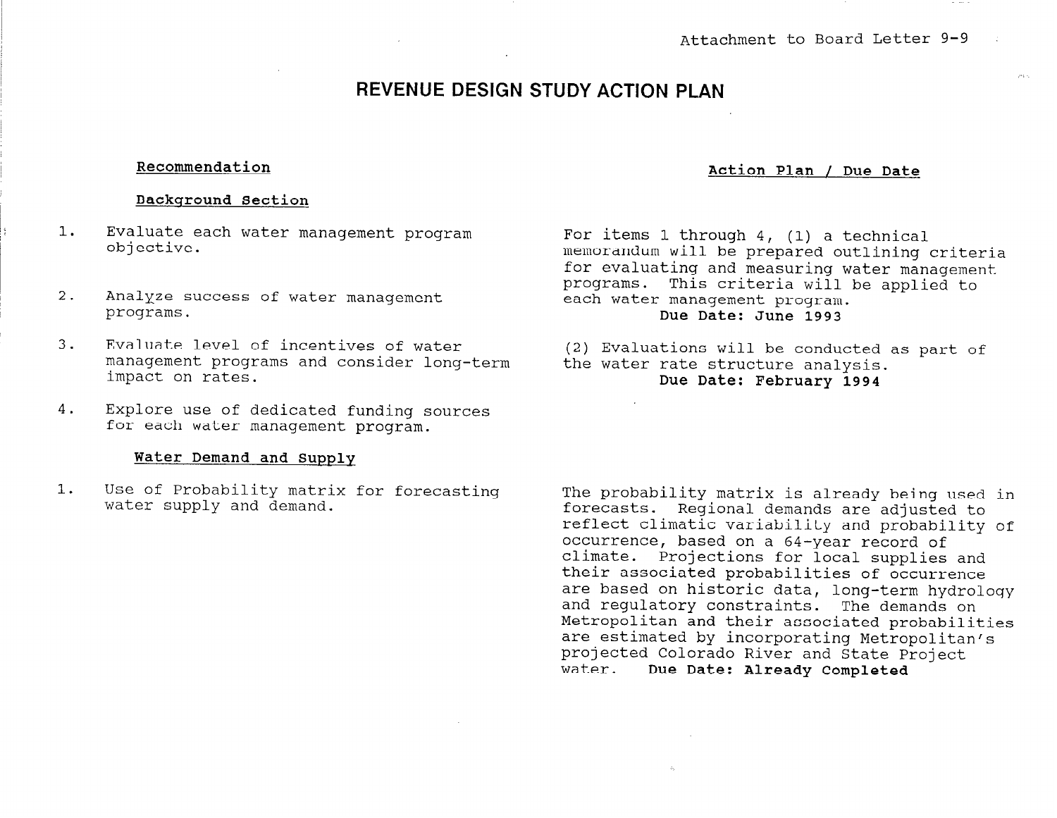Attachment to Board Letter 9-9

# REVENUE DESIGN STUDY ACTION PLAN

| Recommendation | Action Plan / Due Date |
|---|---|
| **Dackground Section** | |
| 1. Evaluate each water management program objective. | For items 1 through 4, (1) a technical memorandum will be prepared outlining criteria for evaluating and measuring water management programs. This criteria will be applied to each water management program. **Due Date: June 1993** |
| 2. Analyze success of water management programs. | |
| 3. Evaluate level of incentives of water management programs and consider long-term impact on rates. | (2) Evaluations will be conducted as part of the water rate structure analysis. **Due Date: February 1994** |
| 4. Explore use of dedicated funding sources for each water management program. | |
| **Water Demand and Supply** | |
| 1. Use of Probability matrix for forecasting water supply and demand. | The probability matrix is already being used in forecasts. Regional demands are adjusted to reflect climatic variability and probability of occurrence, based on a 64-year record of climate. Projections for local supplies and their associated probabilities of occurrence are based on historic data, long-term hydrology and regulatory constraints. The demands on Metropolitan and their associated probabilities are estimated by incorporating Metropolitan's projected Colorado River and State Project water. **Due Date: Already Completed** |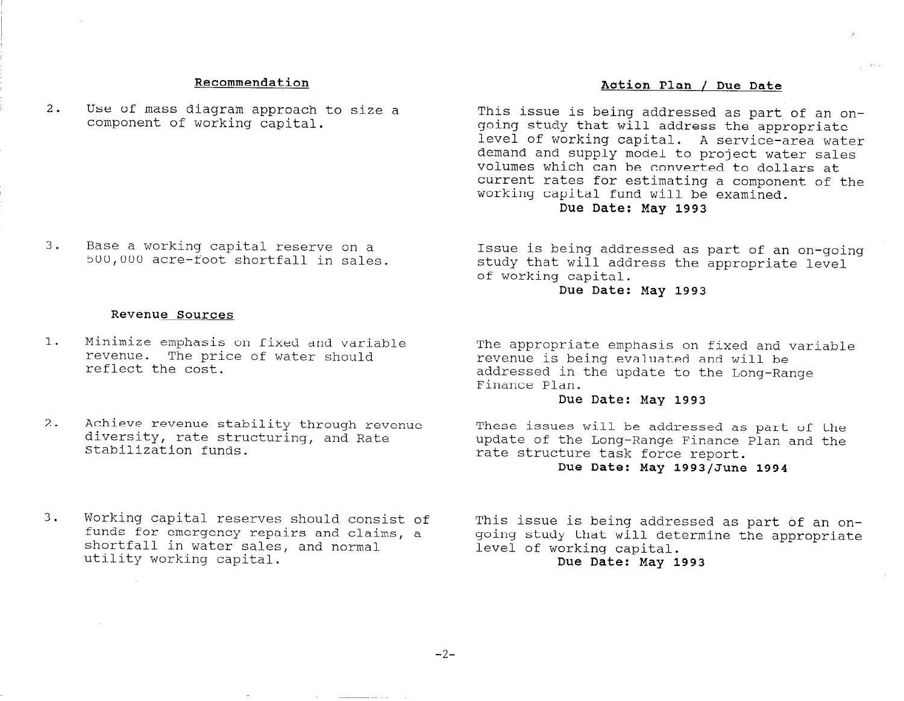| Recommendation | Action Plan / Due Date |
| --- | --- |
| 2. Use of mass diagram approach to size a component of working capital. | This issue is being addressed as part of an on-going study that will address the appropriate level of working capital. A service-area water demand and supply model to project water sales volumes which can be converted to dollars at current rates for estimating a component of the working capital fund will be examined. **Due Date: May 1993** |
| 3. Base a working capital reserve on a 500,000 acre-foot shortfall in sales. | Issue is being addressed as part of an on-going study that will address the appropriate level of working capital. **Due Date: May 1993** |
| **Revenue Sources** | |
| 1. Minimize emphasis on fixed and variable revenue. The price of water should reflect the cost. | The appropriate emphasis on fixed and variable revenue is being evaluated and will be addressed in the update to the Long-Range Finance Plan. **Due Date: May 1993** |
| 2. Achieve revenue stability through revenue diversity, rate structuring, and Rate Stabilization funds. | These issues will be addressed as part of the update of the Long-Range Finance Plan and the rate structure task force report. **Due Date: May 1993/June 1994** |
| 3. Working capital reserves should consist of funds for emergency repairs and claims, a shortfall in water sales, and normal utility working capital. | This issue is being addressed as part of an on-going study that will determine the appropriate level of working capital. **Due Date: May 1993** |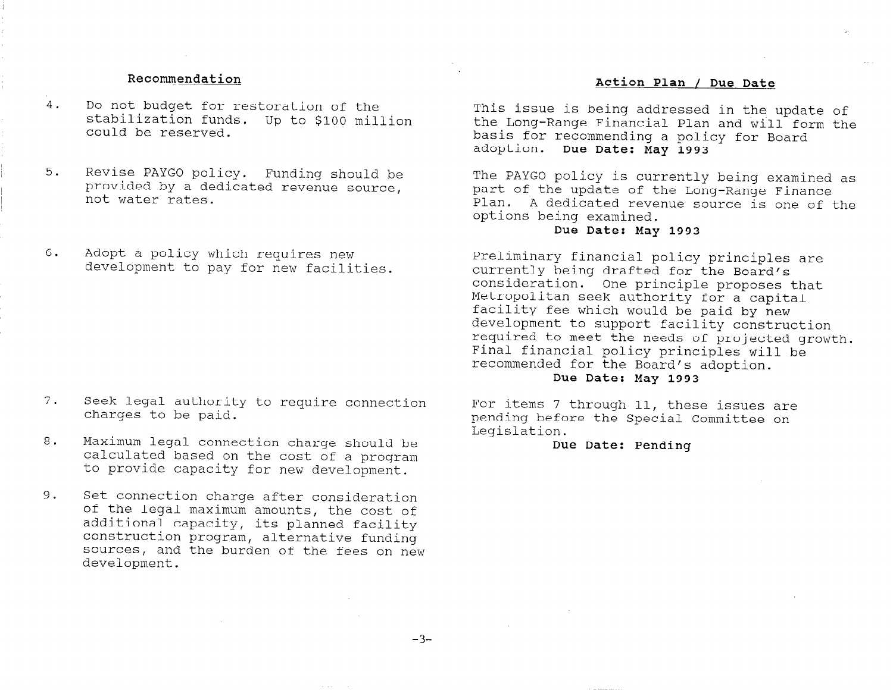| Recommendation | Action Plan / Due Date |
| --- | --- |
| 4. Do not budget for restoration of the stabilization funds. Up to $100 million could be reserved. | This issue is being addressed in the update of the Long-Range Financial Plan and will form the basis for recommending a policy for Board adoption. **Due Date: May 1993** |
| 5. Revise PAYGO policy. Funding should be provided by a dedicated revenue source, not water rates. | The PAYGO policy is currently being examined as part of the update of the Long-Range Finance Plan. A dedicated revenue source is one of the options being examined. **Due Date: May 1993** |
| 6. Adopt a policy which requires new development to pay for new facilities. | Preliminary financial policy principles are currently being drafted for the Board's consideration. One principle proposes that Metropolitan seek authority for a capital facility fee which would be paid by new development to support facility construction required to meet the needs of projected growth. Final financial policy principles will be recommended for the Board's adoption. **Due Date: May 1993** |
| 7. Seek legal authority to require connection charges to be paid. | For items 7 through 11, these issues are pending before the Special Committee on Legislation. **Due Date: Pending** |
| 8. Maximum legal connection charge should be calculated based on the cost of a program to provide capacity for new development. | |
| 9. Set connection charge after consideration of the legal maximum amounts, the cost of additional capacity, its planned facility construction program, alternative funding sources, and the burden of the fees on new development. | |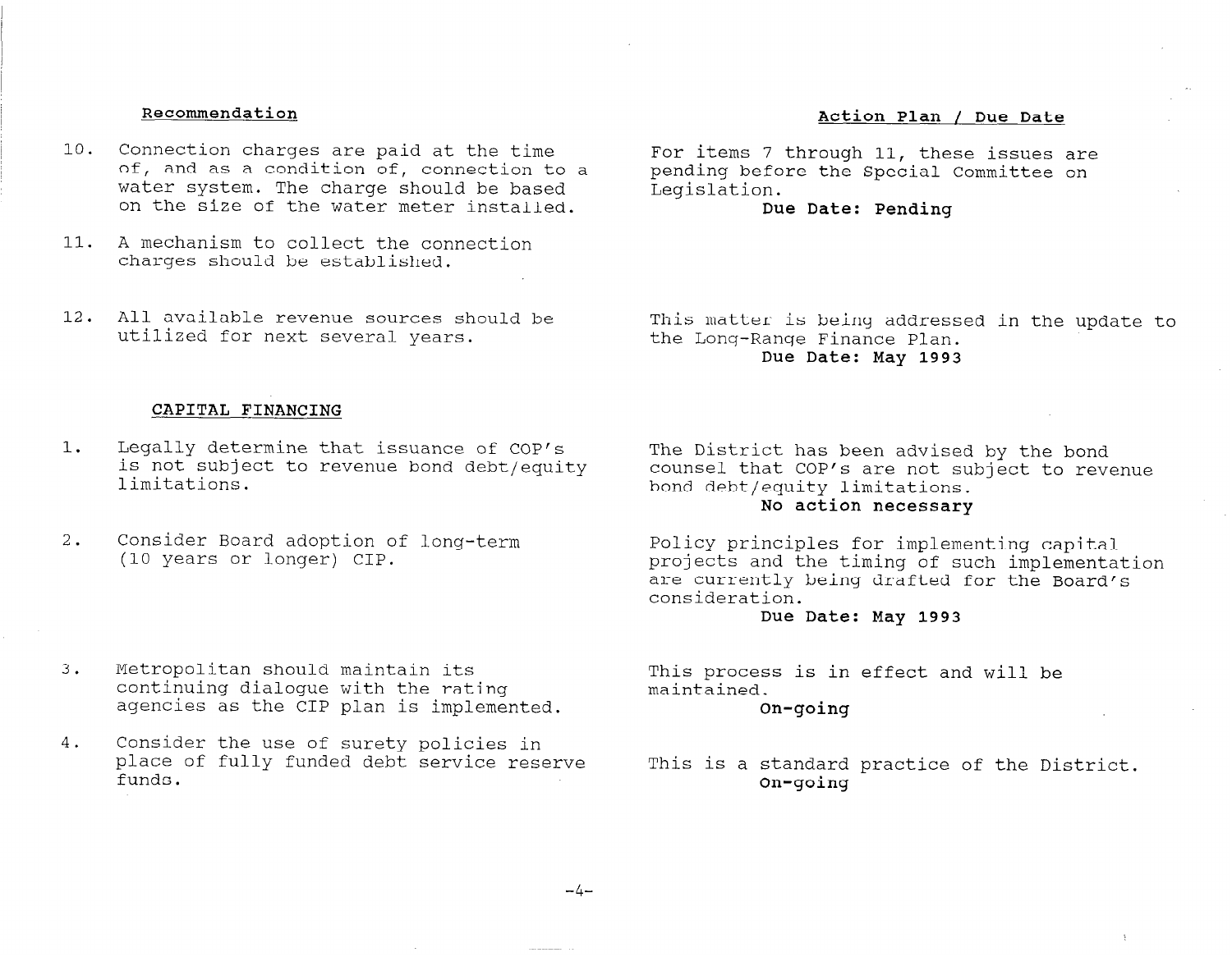| Recommendation | Action Plan / Due Date |
|---|---|
| 10. Connection charges are paid at the time of, and as a condition of, connection to a water system. The charge should be based on the size of the water meter installed. | For items 7 through 11, these issues are pending before the Special Committee on Legislation.<br>**Due Date: Pending** |
| 11. A mechanism to collect the connection charges should be established. | |
| 12. All available revenue sources should be utilized for next several years. | This matter is being addressed in the update to the Long-Range Finance Plan.<br>**Due Date: May 1993** |
| **CAPITAL FINANCING** | |
| 1. Legally determine that issuance of COP's is not subject to revenue bond debt/equity limitations. | The District has been advised by the bond counsel that COP's are not subject to revenue bond debt/equity limitations.<br>**No action necessary** |
| 2. Consider Board adoption of long-term (10 years or longer) CIP. | Policy principles for implementing capital projects and the timing of such implementation are currently being drafted for the Board's consideration.<br>**Due Date: May 1993** |
| 3. Metropolitan should maintain its continuing dialogue with the rating agencies as the CIP plan is implemented. | This process is in effect and will be maintained.<br>**On-going** |
| 4. Consider the use of surety policies in place of fully funded debt service reserve funds. | This is a standard practice of the District.<br>**On-going** |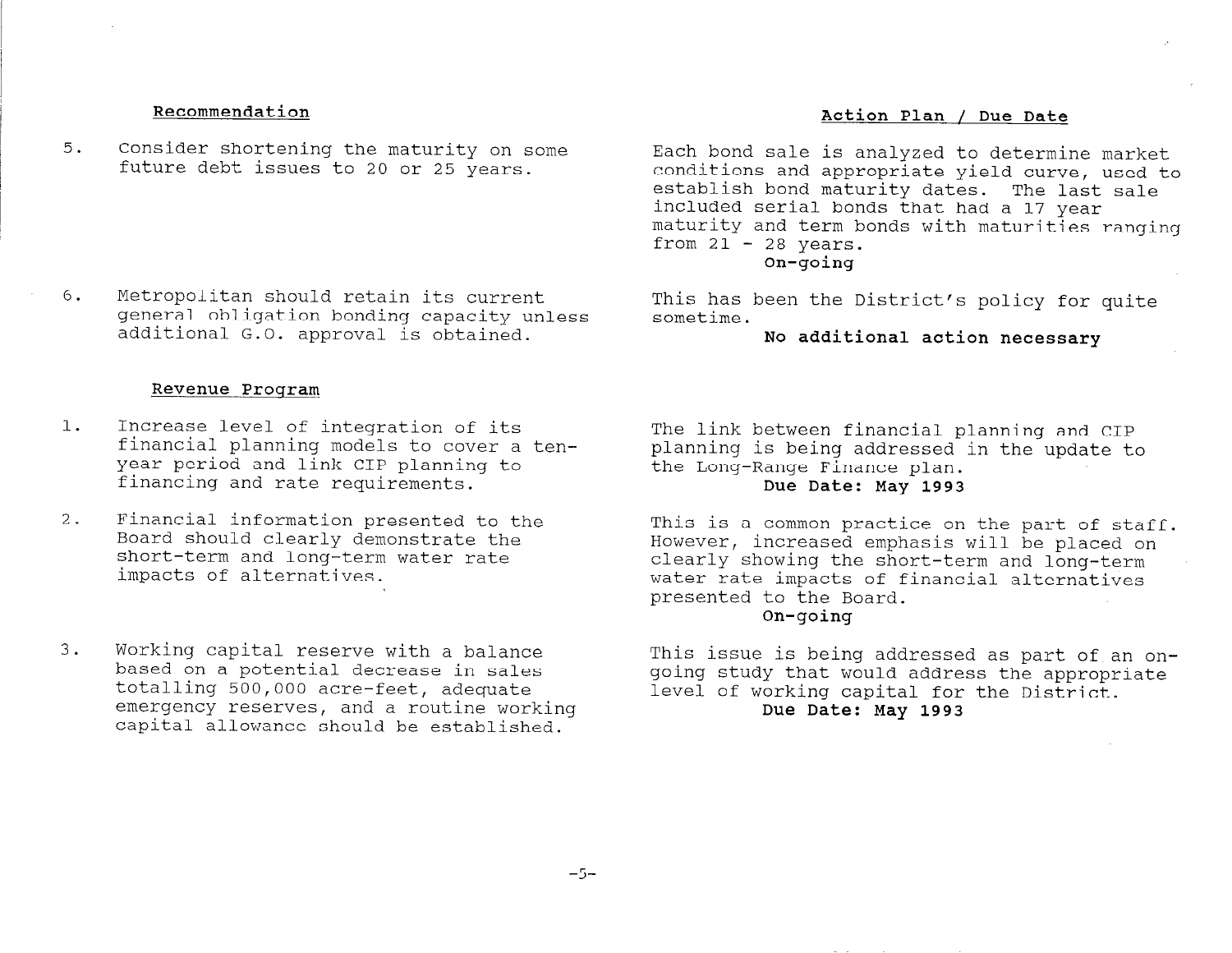| Recommendation | Action Plan / Due Date |
|---|---|
| 5. Consider shortening the maturity on some future debt issues to 20 or 25 years. | Each bond sale is analyzed to determine market conditions and appropriate yield curve, used to establish bond maturity dates. The last sale included serial bonds that had a 17 year maturity and term bonds with maturities ranging from 21 - 28 years. **On-going** |
| 6. Metropolitan should retain its current general obligation bonding capacity unless additional G.O. approval is obtained. | This has been the District's policy for quite sometime. **No additional action necessary** |
| **Revenue Program** | |
| 1. Increase level of integration of its financial planning models to cover a ten-year period and link CIP planning to financing and rate requirements. | The link between financial planning and CIP planning is being addressed in the update to the Long-Range Finance plan. **Due Date: May 1993** |
| 2. Financial information presented to the Board should clearly demonstrate the short-term and long-term water rate impacts of alternatives. | This is a common practice on the part of staff. However, increased emphasis will be placed on clearly showing the short-term and long-term water rate impacts of financial alternatives presented to the Board. **On-going** |
| 3. Working capital reserve with a balance based on a potential decrease in sales totalling 500,000 acre-feet, adequate emergency reserves, and a routine working capital allowance should be established. | This issue is being addressed as part of an on-going study that would address the appropriate level of working capital for the District. **Due Date: May 1993** |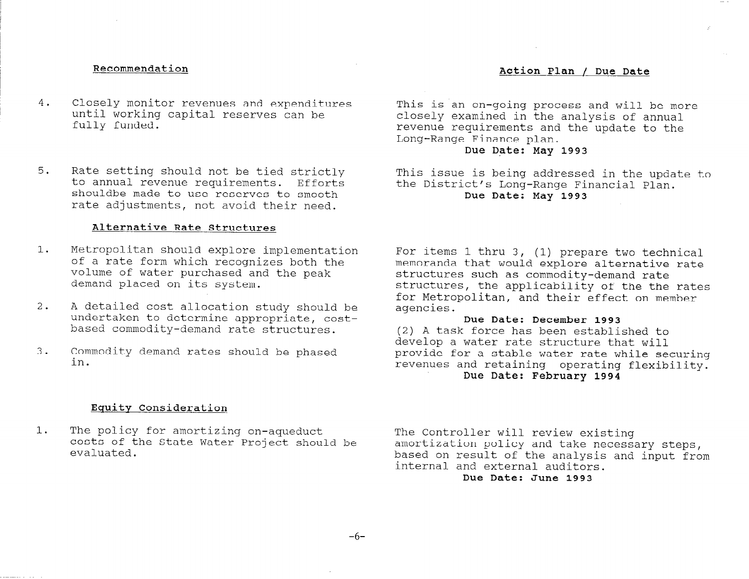| Recommendation | Action Plan / Due Date |
|---|---|
| 4. Closely monitor revenues and expenditures until working capital reserves can be fully funded. | This is an on-going process and will be more closely examined in the analysis of annual revenue requirements and the update to the Long-Range Finance plan. **Due Date: May 1993** |
| 5. Rate setting should not be tied strictly to annual revenue requirements. Efforts shouldbe made to use reserves to smooth rate adjustments, not avoid their need. | This issue is being addressed in the update to the District's Long-Range Financial Plan. **Due Date: May 1993** |
| **Alternative Rate Structures** | |
| 1. Metropolitan should explore implementation of a rate form which recognizes both the volume of water purchased and the peak demand placed on its system. | For items 1 thru 3, (1) prepare two technical memoranda that would explore alternative rate structures such as commodity-demand rate structures, the applicability of the the rates for Metropolitan, and their effect on member agencies. **Due Date: December 1993** |
| 2. A detailed cost allocation study should be undertaken to determine appropriate, cost-based commodity-demand rate structures. | (2) A task force has been established to develop a water rate structure that will provide for a stable water rate while securing revenues and retaining operating flexibility. **Due Date: February 1994** |
| 3. Commodity demand rates should be phased in. | |
| **Equity Consideration** | |
| 1. The policy for amortizing on-aqueduct costs of the State Water Project should be evaluated. | The Controller will review existing amortization policy and take necessary steps, based on result of the analysis and input from internal and external auditors. **Due Date: June 1993** |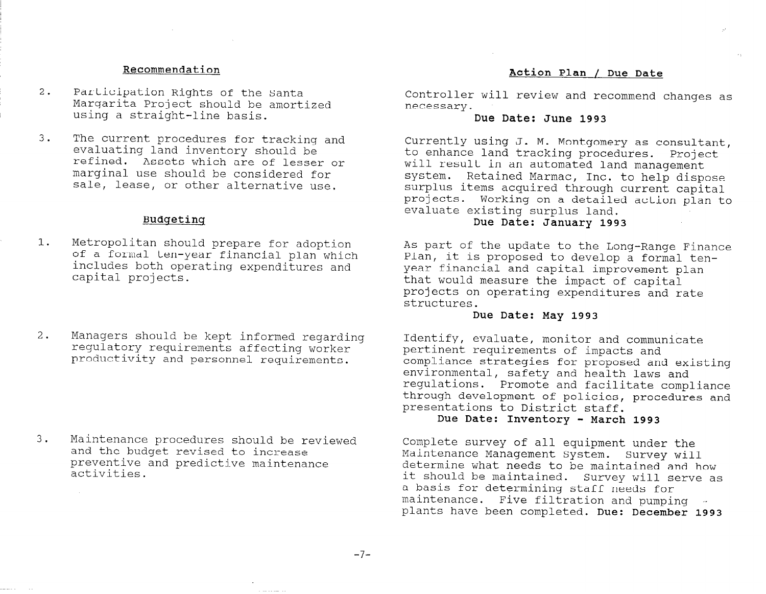| Recommendation | Action Plan / Due Date |
|---|---|
| 2. Participation Rights of the Santa Margarita Project should be amortized using a straight-line basis. | Controller will review and recommend changes as necessary. **Due Date: June 1993** |
| 3. The current procedures for tracking and evaluating land inventory should be refined. Assets which are of lesser or marginal use should be considered for sale, lease, or other alternative use. | Currently using J. M. Montgomery as consultant, to enhance land tracking procedures. Project will result in an automated land management system. Retained Marmac, Inc. to help dispose surplus items acquired through current capital projects. Working on a detailed action plan to evaluate existing surplus land. **Due Date: January 1993** |
| **Budgeting** | |
| 1. Metropolitan should prepare for adoption of a formal ten-year financial plan which includes both operating expenditures and capital projects. | As part of the update to the Long-Range Finance Plan, it is proposed to develop a formal ten-year financial and capital improvement plan that would measure the impact of capital projects on operating expenditures and rate structures. **Due Date: May 1993** |
| 2. Managers should be kept informed regarding regulatory requirements affecting worker productivity and personnel requirements. | Identify, evaluate, monitor and communicate pertinent requirements of impacts and compliance strategies for proposed and existing environmental, safety and health laws and regulations. Promote and facilitate compliance through development of policies, procedures and presentations to District staff. **Due Date: Inventory - March 1993** |
| 3. Maintenance procedures should be reviewed and the budget revised to increase preventive and predictive maintenance activities. | Complete survey of all equipment under the Maintenance Management System. Survey will determine what needs to be maintained and how it should be maintained. Survey will serve as a basis for determining staff needs for maintenance. Five filtration and pumping plants have been completed. **Due: December 1993** |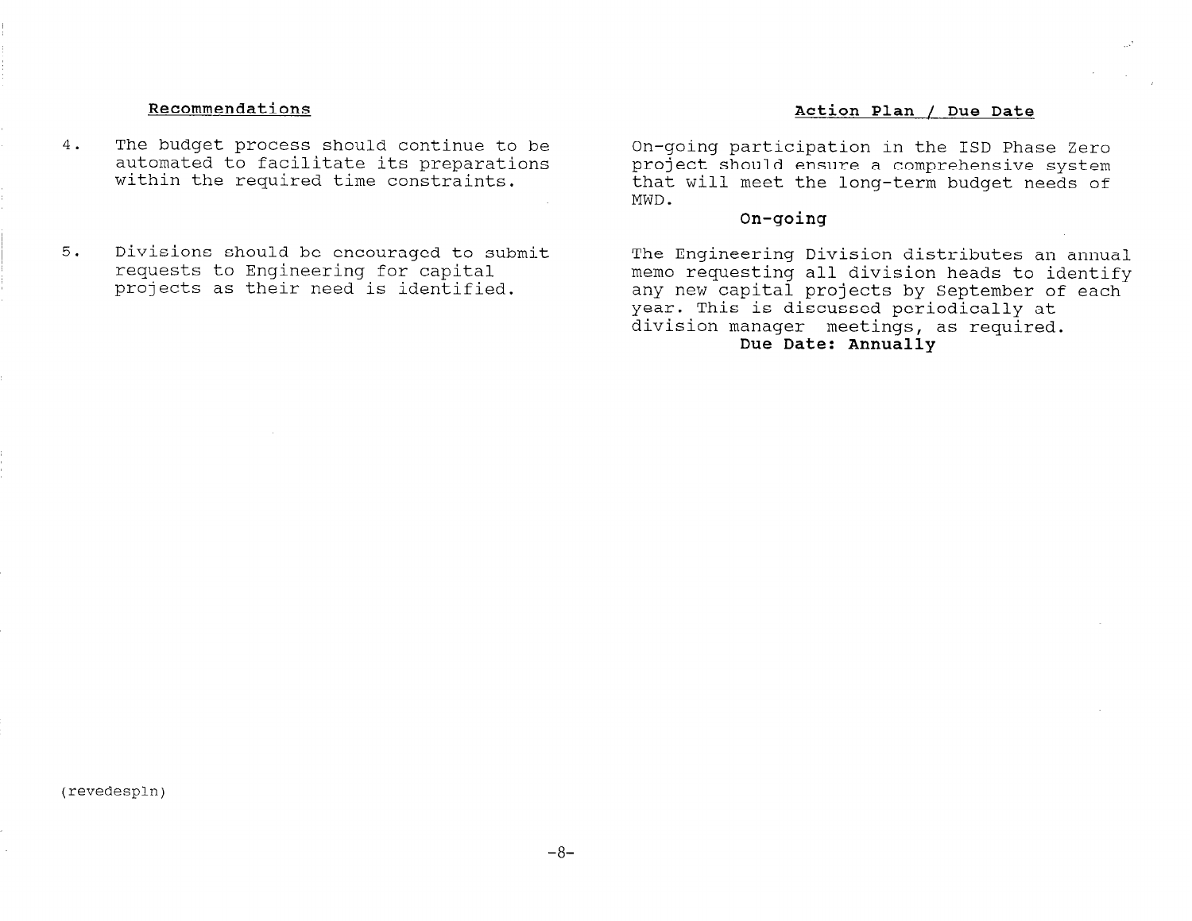| Recommendations | Action Plan / Due Date |
| --- | --- |
| 4. The budget process should continue to be automated to facilitate its preparations within the required time constraints. | On-going participation in the ISD Phase Zero project should ensure a comprehensive system that will meet the long-term budget needs of MWD. **On-going** |
| 5. Divisions should be encouraged to submit requests to Engineering for capital projects as their need is identified. | The Engineering Division distributes an annual memo requesting all division heads to identify any new capital projects by September of each year. This is discussed periodically at division manager meetings, as required. **Due Date: Annually** |

(revedespln)